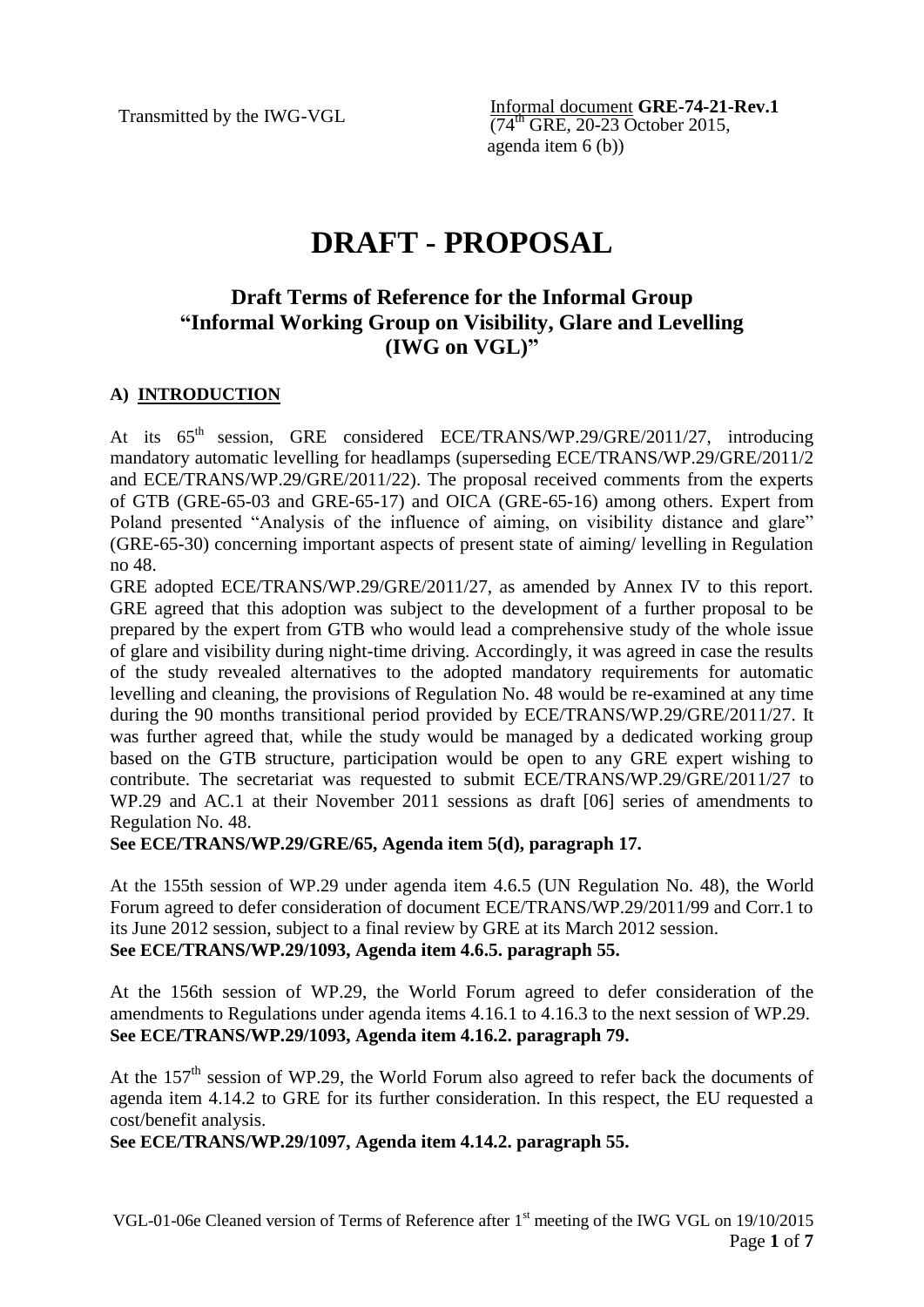Transmitted by the IWG-VGL

Informal document **GRE-74-21-Rev.1**
(74th GRE, 20-23 October 2015, agenda item 6 (b))

# DRAFT - PROPOSAL

## Draft Terms of Reference for the Informal Group "Informal Working Group on Visibility, Glare and Levelling (IWG on VGL)"

### A) INTRODUCTION

At its 65th session, GRE considered ECE/TRANS/WP.29/GRE/2011/27, introducing mandatory automatic levelling for headlamps (superseding ECE/TRANS/WP.29/GRE/2011/2 and ECE/TRANS/WP.29/GRE/2011/22). The proposal received comments from the experts of GTB (GRE-65-03 and GRE-65-17) and OICA (GRE-65-16) among others. Expert from Poland presented "Analysis of the influence of aiming, on visibility distance and glare" (GRE-65-30) concerning important aspects of present state of aiming/ levelling in Regulation no 48.

GRE adopted ECE/TRANS/WP.29/GRE/2011/27, as amended by Annex IV to this report. GRE agreed that this adoption was subject to the development of a further proposal to be prepared by the expert from GTB who would lead a comprehensive study of the whole issue of glare and visibility during night-time driving. Accordingly, it was agreed in case the results of the study revealed alternatives to the adopted mandatory requirements for automatic levelling and cleaning, the provisions of Regulation No. 48 would be re-examined at any time during the 90 months transitional period provided by ECE/TRANS/WP.29/GRE/2011/27. It was further agreed that, while the study would be managed by a dedicated working group based on the GTB structure, participation would be open to any GRE expert wishing to contribute. The secretariat was requested to submit ECE/TRANS/WP.29/GRE/2011/27 to WP.29 and AC.1 at their November 2011 sessions as draft [06] series of amendments to Regulation No. 48.

**See ECE/TRANS/WP.29/GRE/65, Agenda item 5(d), paragraph 17.**

At the 155th session of WP.29 under agenda item 4.6.5 (UN Regulation No. 48), the World Forum agreed to defer consideration of document ECE/TRANS/WP.29/2011/99 and Corr.1 to its June 2012 session, subject to a final review by GRE at its March 2012 session.

**See ECE/TRANS/WP.29/1093, Agenda item 4.6.5. paragraph 55.**

At the 156th session of WP.29, the World Forum agreed to defer consideration of the amendments to Regulations under agenda items 4.16.1 to 4.16.3 to the next session of WP.29.

**See ECE/TRANS/WP.29/1093, Agenda item 4.16.2. paragraph 79.**

At the 157th session of WP.29, the World Forum also agreed to refer back the documents of agenda item 4.14.2 to GRE for its further consideration. In this respect, the EU requested a cost/benefit analysis.

**See ECE/TRANS/WP.29/1097, Agenda item 4.14.2. paragraph 55.**

VGL-01-06e Cleaned version of Terms of Reference after 1st meeting of the IWG VGL on 19/10/2015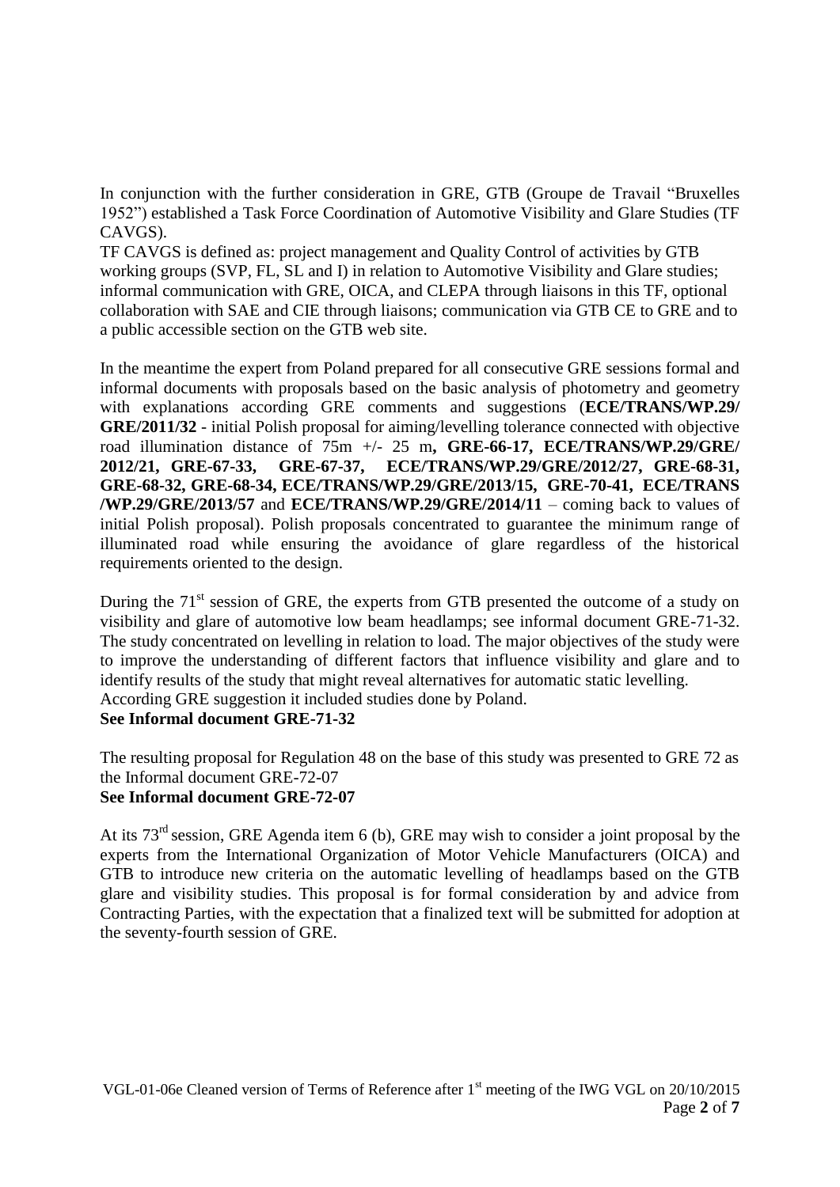In conjunction with the further consideration in GRE, GTB (Groupe de Travail "Bruxelles 1952") established a Task Force Coordination of Automotive Visibility and Glare Studies (TF CAVGS).

TF CAVGS is defined as: project management and Quality Control of activities by GTB working groups (SVP, FL, SL and I) in relation to Automotive Visibility and Glare studies; informal communication with GRE, OICA, and CLEPA through liaisons in this TF, optional collaboration with SAE and CIE through liaisons; communication via GTB CE to GRE and to a public accessible section on the GTB web site.

In the meantime the expert from Poland prepared for all consecutive GRE sessions formal and informal documents with proposals based on the basic analysis of photometry and geometry with explanations according GRE comments and suggestions (**ECE/TRANS/WP.29/ GRE/2011/32** - initial Polish proposal for aiming/levelling tolerance connected with objective road illumination distance of 75m +/- 25 m**, GRE-66-17, ECE/TRANS/WP.29/GRE/ 2012/21, GRE-67-33, GRE-67-37, ECE/TRANS/WP.29/GRE/2012/27, GRE-68-31, GRE-68-32, GRE-68-34, ECE/TRANS/WP.29/GRE/2013/15, GRE-70-41, ECE/TRANS /WP.29/GRE/2013/57** and **ECE/TRANS/WP.29/GRE/2014/11** – coming back to values of initial Polish proposal). Polish proposals concentrated to guarantee the minimum range of illuminated road while ensuring the avoidance of glare regardless of the historical requirements oriented to the design.

During the 71st session of GRE, the experts from GTB presented the outcome of a study on visibility and glare of automotive low beam headlamps; see informal document GRE-71-32. The study concentrated on levelling in relation to load. The major objectives of the study were to improve the understanding of different factors that influence visibility and glare and to identify results of the study that might reveal alternatives for automatic static levelling. According GRE suggestion it included studies done by Poland.

**See Informal document GRE-71-32**

The resulting proposal for Regulation 48 on the base of this study was presented to GRE 72 as the Informal document GRE-72-07

**See Informal document GRE-72-07**

At its 73rd session, GRE Agenda item 6 (b), GRE may wish to consider a joint proposal by the experts from the International Organization of Motor Vehicle Manufacturers (OICA) and GTB to introduce new criteria on the automatic levelling of headlamps based on the GTB glare and visibility studies. This proposal is for formal consideration by and advice from Contracting Parties, with the expectation that a finalized text will be submitted for adoption at the seventy-fourth session of GRE.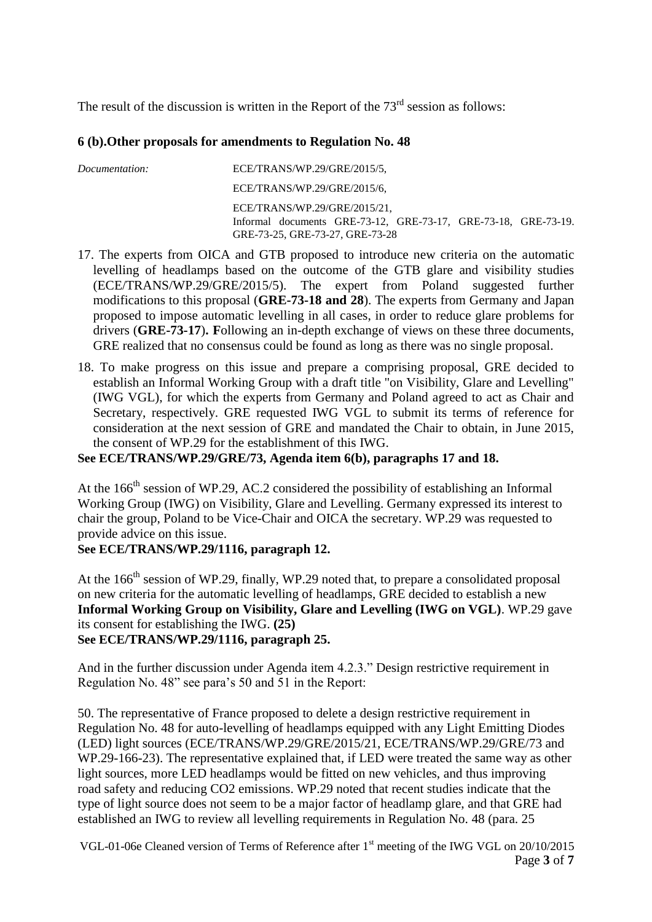The result of the discussion is written in the Report of the 73rd session as follows:

### 6 (b).Other proposals for amendments to Regulation No. 48

| *Documentation:* | ECE/TRANS/WP.29/GRE/2015/5, |
|---|---|
| | ECE/TRANS/WP.29/GRE/2015/6, |
| | ECE/TRANS/WP.29/GRE/2015/21, Informal documents GRE-73-12, GRE-73-17, GRE-73-18, GRE-73-19. GRE-73-25, GRE-73-27, GRE-73-28 |

17. The experts from OICA and GTB proposed to introduce new criteria on the automatic levelling of headlamps based on the outcome of the GTB glare and visibility studies (ECE/TRANS/WP.29/GRE/2015/5). The expert from Poland suggested further modifications to this proposal (**GRE-73-18 and 28**). The experts from Germany and Japan proposed to impose automatic levelling in all cases, in order to reduce glare problems for drivers (**GRE-73-17**). **F**ollowing an in-depth exchange of views on these three documents, GRE realized that no consensus could be found as long as there was no single proposal.

18. To make progress on this issue and prepare a comprising proposal, GRE decided to establish an Informal Working Group with a draft title "on Visibility, Glare and Levelling" (IWG VGL), for which the experts from Germany and Poland agreed to act as Chair and Secretary, respectively. GRE requested IWG VGL to submit its terms of reference for consideration at the next session of GRE and mandated the Chair to obtain, in June 2015, the consent of WP.29 for the establishment of this IWG.

**See ECE/TRANS/WP.29/GRE/73, Agenda item 6(b), paragraphs 17 and 18.**

At the 166th session of WP.29, AC.2 considered the possibility of establishing an Informal Working Group (IWG) on Visibility, Glare and Levelling. Germany expressed its interest to chair the group, Poland to be Vice-Chair and OICA the secretary. WP.29 was requested to provide advice on this issue.

**See ECE/TRANS/WP.29/1116, paragraph 12.**

At the 166th session of WP.29, finally, WP.29 noted that, to prepare a consolidated proposal on new criteria for the automatic levelling of headlamps, GRE decided to establish a new **Informal Working Group on Visibility, Glare and Levelling (IWG on VGL)**. WP.29 gave its consent for establishing the IWG. **(25)**

**See ECE/TRANS/WP.29/1116, paragraph 25.**

And in the further discussion under Agenda item 4.2.3." Design restrictive requirement in Regulation No. 48" see para's 50 and 51 in the Report:

50. The representative of France proposed to delete a design restrictive requirement in Regulation No. 48 for auto-levelling of headlamps equipped with any Light Emitting Diodes (LED) light sources (ECE/TRANS/WP.29/GRE/2015/21, ECE/TRANS/WP.29/GRE/73 and WP.29-166-23). The representative explained that, if LED were treated the same way as other light sources, more LED headlamps would be fitted on new vehicles, and thus improving road safety and reducing $CO_2$ emissions. WP.29 noted that recent studies indicate that the type of light source does not seem to be a major factor of headlamp glare, and that GRE had established an IWG to review all levelling requirements in Regulation No. 48 (para. 25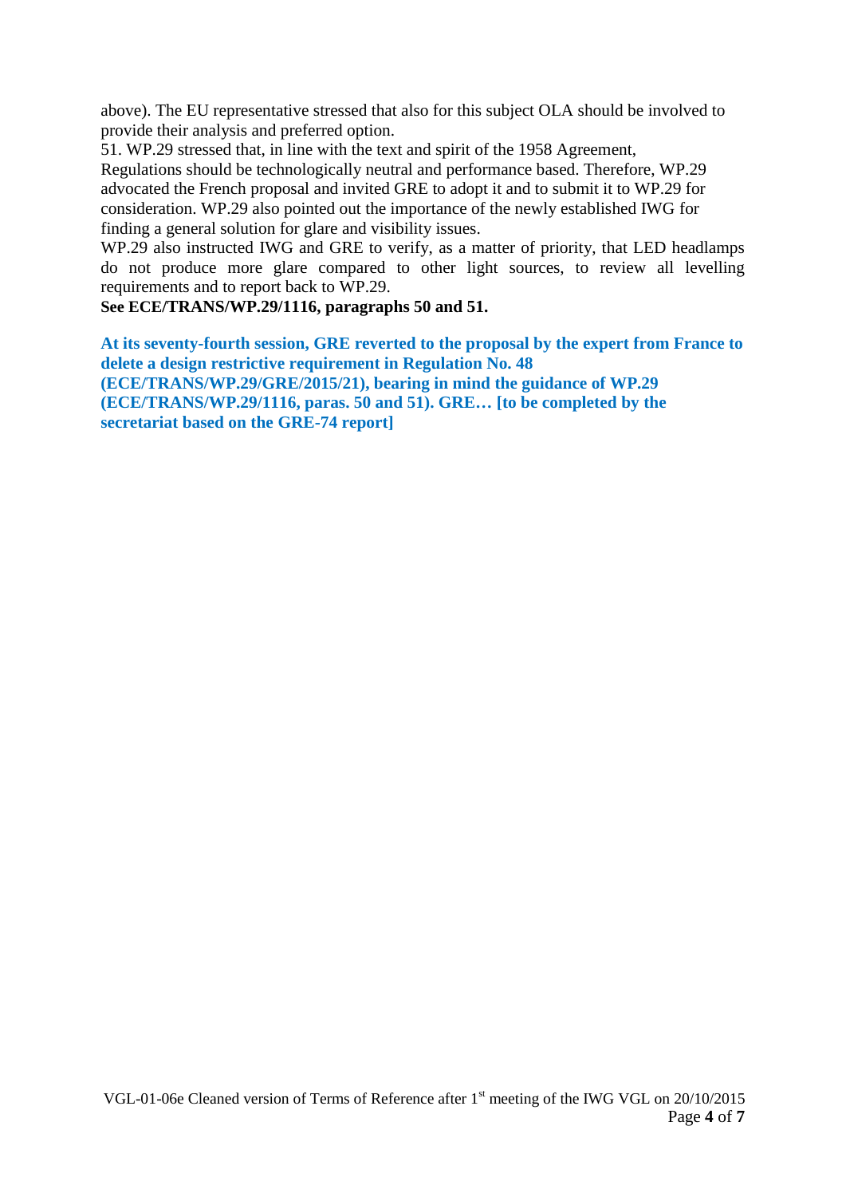above). The EU representative stressed that also for this subject OLA should be involved to provide their analysis and preferred option.

51. WP.29 stressed that, in line with the text and spirit of the 1958 Agreement, Regulations should be technologically neutral and performance based. Therefore, WP.29 advocated the French proposal and invited GRE to adopt it and to submit it to WP.29 for consideration. WP.29 also pointed out the importance of the newly established IWG for finding a general solution for glare and visibility issues.

WP.29 also instructed IWG and GRE to verify, as a matter of priority, that LED headlamps do not produce more glare compared to other light sources, to review all levelling requirements and to report back to WP.29.

**See ECE/TRANS/WP.29/1116, paragraphs 50 and 51.**

**At its seventy-fourth session, GRE reverted to the proposal by the expert from France to delete a design restrictive requirement in Regulation No. 48 (ECE/TRANS/WP.29/GRE/2015/21), bearing in mind the guidance of WP.29 (ECE/TRANS/WP.29/1116, paras. 50 and 51). GRE… [to be completed by the secretariat based on the GRE-74 report]**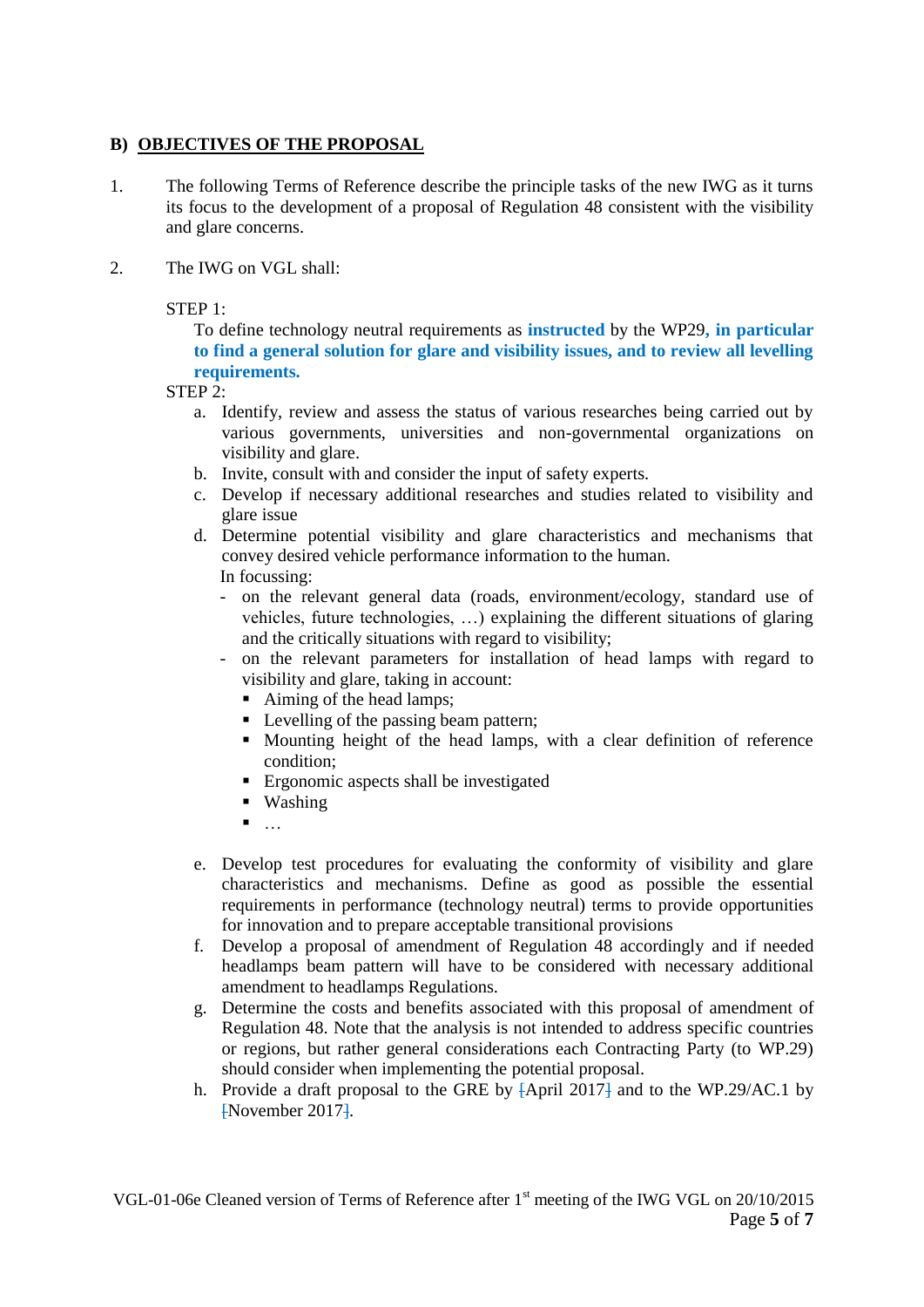## B) OBJECTIVES OF THE PROPOSAL

1. The following Terms of Reference describe the principle tasks of the new IWG as it turns its focus to the development of a proposal of Regulation 48 consistent with the visibility and glare concerns.

2. The IWG on VGL shall:

   STEP 1:

   To define technology neutral requirements as **instructed** by the WP29**, in particular to find a general solution for glare and visibility issues, and to review all levelling requirements.**

   STEP 2:

   a. Identify, review and assess the status of various researches being carried out by various governments, universities and non-governmental organizations on visibility and glare.
   b. Invite, consult with and consider the input of safety experts.
   c. Develop if necessary additional researches and studies related to visibility and glare issue
   d. Determine potential visibility and glare characteristics and mechanisms that convey desired vehicle performance information to the human.
      In focussing:
      - on the relevant general data (roads, environment/ecology, standard use of vehicles, future technologies, …) explaining the different situations of glaring and the critically situations with regard to visibility;
      - on the relevant parameters for installation of head lamps with regard to visibility and glare, taking in account:
        - Aiming of the head lamps;
        - Levelling of the passing beam pattern;
        - Mounting height of the head lamps, with a clear definition of reference condition;
        - Ergonomic aspects shall be investigated
        - Washing
        - …
   e. Develop test procedures for evaluating the conformity of visibility and glare characteristics and mechanisms. Define as good as possible the essential requirements in performance (technology neutral) terms to provide opportunities for innovation and to prepare acceptable transitional provisions
   f. Develop a proposal of amendment of Regulation 48 accordingly and if needed headlamps beam pattern will have to be considered with necessary additional amendment to headlamps Regulations.
   g. Determine the costs and benefits associated with this proposal of amendment of Regulation 48. Note that the analysis is not intended to address specific countries or regions, but rather general considerations each Contracting Party (to WP.29) should consider when implementing the potential proposal.
   h. Provide a draft proposal to the GRE by ~~[~~April 2017~~]~~ and to the WP.29/AC.1 by ~~[~~November 2017~~]~~.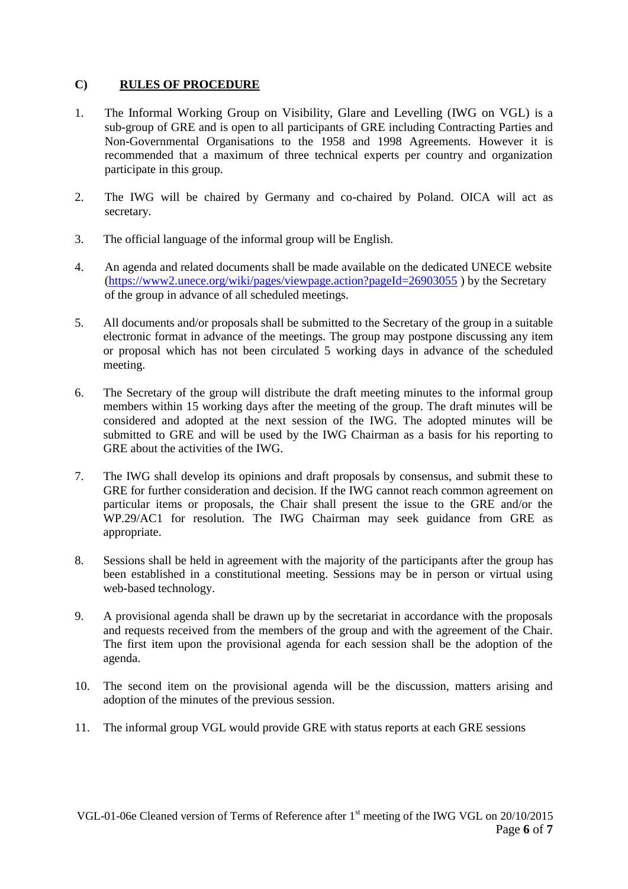## C) RULES OF PROCEDURE

1. The Informal Working Group on Visibility, Glare and Levelling (IWG on VGL) is a sub-group of GRE and is open to all participants of GRE including Contracting Parties and Non-Governmental Organisations to the 1958 and 1998 Agreements. However it is recommended that a maximum of three technical experts per country and organization participate in this group.

2. The IWG will be chaired by Germany and co-chaired by Poland. OICA will act as secretary.

3. The official language of the informal group will be English.

4. An agenda and related documents shall be made available on the dedicated UNECE website (https://www2.unece.org/wiki/pages/viewpage.action?pageId=26903055 ) by the Secretary of the group in advance of all scheduled meetings.

5. All documents and/or proposals shall be submitted to the Secretary of the group in a suitable electronic format in advance of the meetings. The group may postpone discussing any item or proposal which has not been circulated 5 working days in advance of the scheduled meeting.

6. The Secretary of the group will distribute the draft meeting minutes to the informal group members within 15 working days after the meeting of the group. The draft minutes will be considered and adopted at the next session of the IWG. The adopted minutes will be submitted to GRE and will be used by the IWG Chairman as a basis for his reporting to GRE about the activities of the IWG.

7. The IWG shall develop its opinions and draft proposals by consensus, and submit these to GRE for further consideration and decision. If the IWG cannot reach common agreement on particular items or proposals, the Chair shall present the issue to the GRE and/or the WP.29/AC1 for resolution. The IWG Chairman may seek guidance from GRE as appropriate.

8. Sessions shall be held in agreement with the majority of the participants after the group has been established in a constitutional meeting. Sessions may be in person or virtual using web-based technology.

9. A provisional agenda shall be drawn up by the secretariat in accordance with the proposals and requests received from the members of the group and with the agreement of the Chair. The first item upon the provisional agenda for each session shall be the adoption of the agenda.

10. The second item on the provisional agenda will be the discussion, matters arising and adoption of the minutes of the previous session.

11. The informal group VGL would provide GRE with status reports at each GRE sessions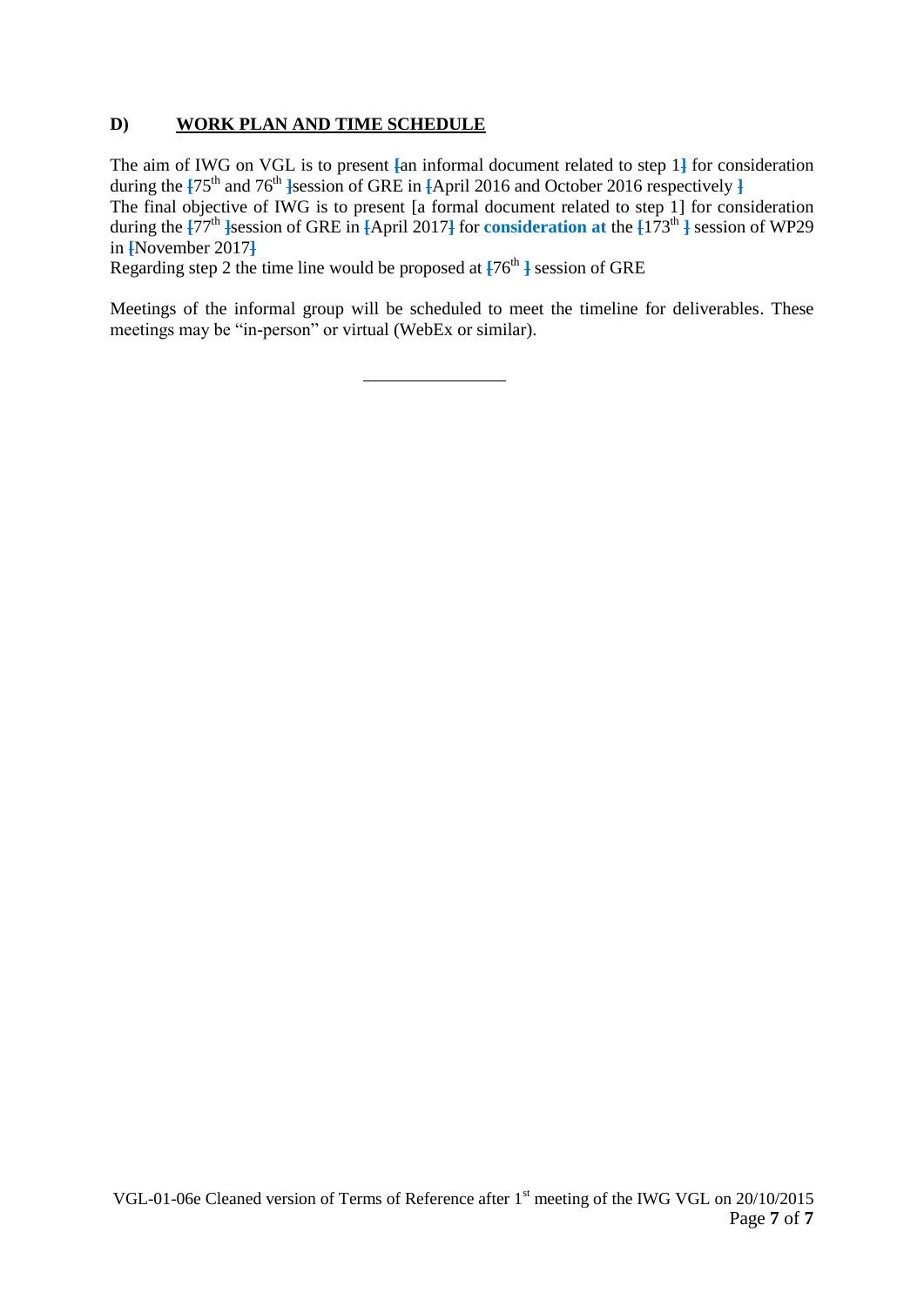### D) WORK PLAN AND TIME SCHEDULE

The aim of IWG on VGL is to present ~~[~~an informal document related to step 1~~]~~ for consideration during the ~~[~~75th and 76th ~~]~~session of GRE in ~~[~~April 2016 and October 2016 respectively ~~]~~

The final objective of IWG is to present [a formal document related to step 1] for consideration during the ~~[~~77th ~~]~~session of GRE in ~~[~~April 2017~~]~~ for **consideration at** the ~~[~~173th ~~]~~ session of WP29 in ~~[~~November 2017~~]~~

Regarding step 2 the time line would be proposed at ~~[~~76th ~~]~~ session of GRE

Meetings of the informal group will be scheduled to meet the timeline for deliverables. These meetings may be "in-person" or virtual (WebEx or similar).